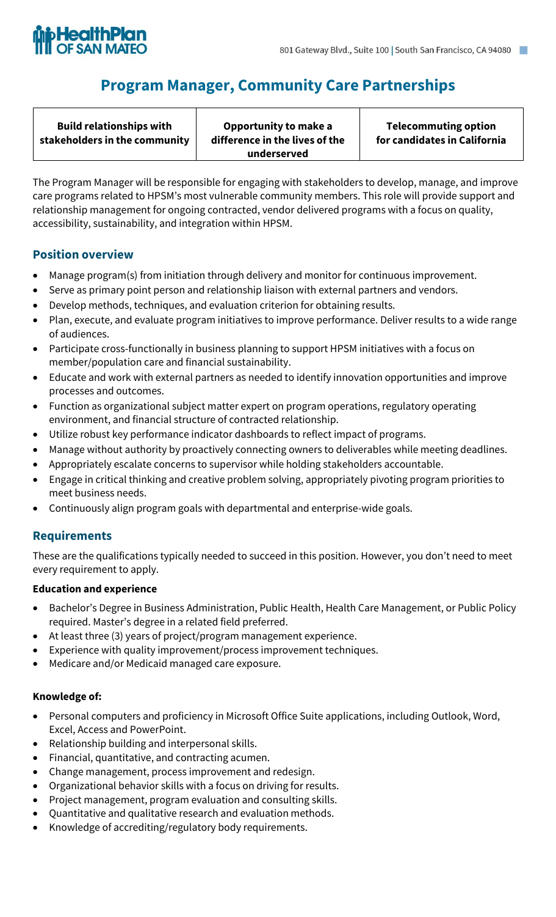HealthPlan OF SAN MATEO

801 Gateway Blvd., Suite 100 | South San Francisco, CA 94080

# Program Manager, Community Care Partnerships

| Build relationships with stakeholders in the community | Opportunity to make a difference in the lives of the underserved | Telecommuting option for candidates in California |
|---|---|---|

The Program Manager will be responsible for engaging with stakeholders to develop, manage, and improve care programs related to HPSM's most vulnerable community members. This role will provide support and relationship management for ongoing contracted, vendor delivered programs with a focus on quality, accessibility, sustainability, and integration within HPSM.

## Position overview

- Manage program(s) from initiation through delivery and monitor for continuous improvement.
- Serve as primary point person and relationship liaison with external partners and vendors.
- Develop methods, techniques, and evaluation criterion for obtaining results.
- Plan, execute, and evaluate program initiatives to improve performance. Deliver results to a wide range of audiences.
- Participate cross-functionally in business planning to support HPSM initiatives with a focus on member/population care and financial sustainability.
- Educate and work with external partners as needed to identify innovation opportunities and improve processes and outcomes.
- Function as organizational subject matter expert on program operations, regulatory operating environment, and financial structure of contracted relationship.
- Utilize robust key performance indicator dashboards to reflect impact of programs.
- Manage without authority by proactively connecting owners to deliverables while meeting deadlines.
- Appropriately escalate concerns to supervisor while holding stakeholders accountable.
- Engage in critical thinking and creative problem solving, appropriately pivoting program priorities to meet business needs.
- Continuously align program goals with departmental and enterprise-wide goals.

## Requirements

These are the qualifications typically needed to succeed in this position. However, you don't need to meet every requirement to apply.

### Education and experience

- Bachelor's Degree in Business Administration, Public Health, Health Care Management, or Public Policy required. Master's degree in a related field preferred.
- At least three (3) years of project/program management experience.
- Experience with quality improvement/process improvement techniques.
- Medicare and/or Medicaid managed care exposure.

### Knowledge of:

- Personal computers and proficiency in Microsoft Office Suite applications, including Outlook, Word, Excel, Access and PowerPoint.
- Relationship building and interpersonal skills.
- Financial, quantitative, and contracting acumen.
- Change management, process improvement and redesign.
- Organizational behavior skills with a focus on driving for results.
- Project management, program evaluation and consulting skills.
- Quantitative and qualitative research and evaluation methods.
- Knowledge of accrediting/regulatory body requirements.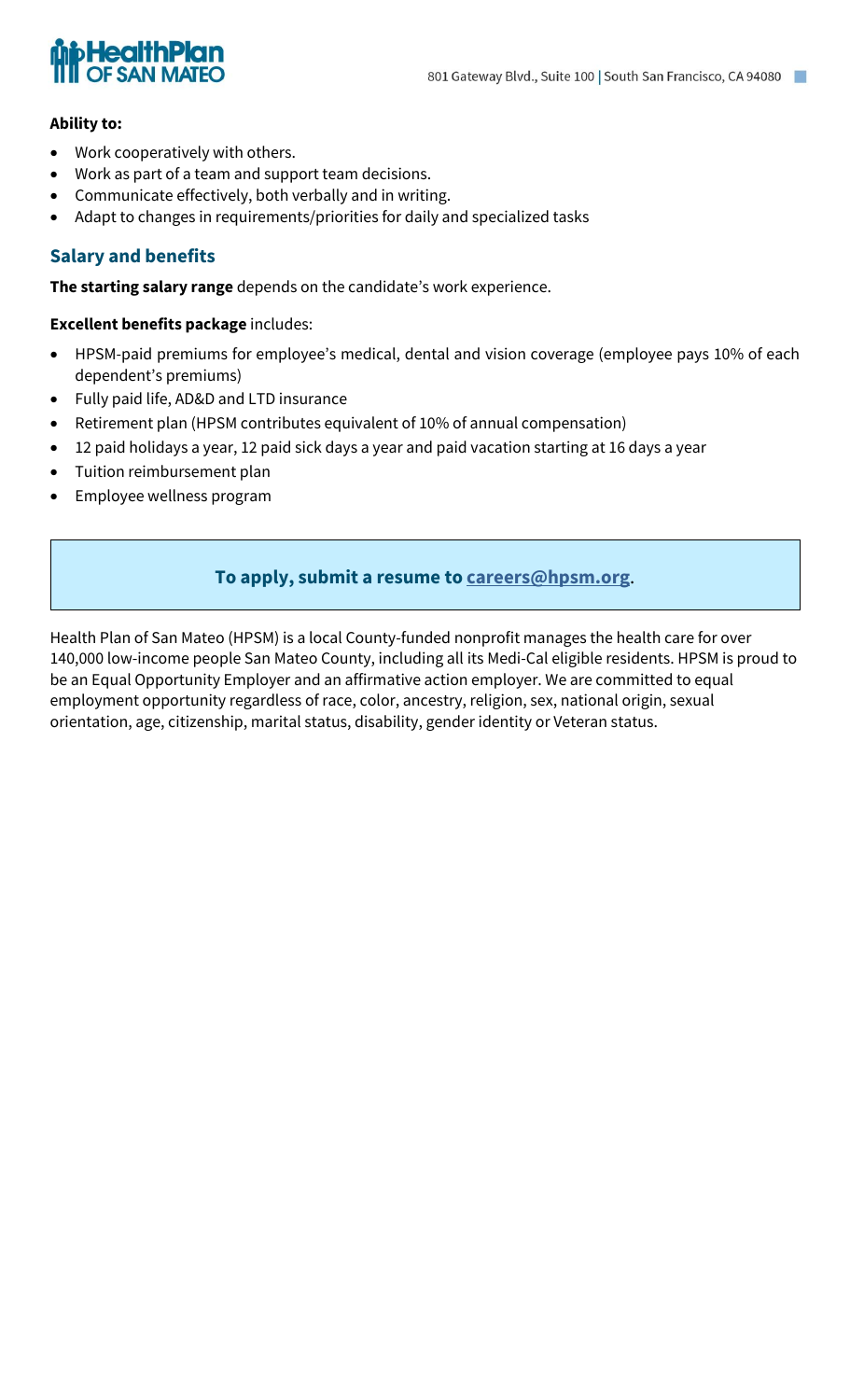**Ability to:**

- Work cooperatively with others.
- Work as part of a team and support team decisions.
- Communicate effectively, both verbally and in writing.
- Adapt to changes in requirements/priorities for daily and specialized tasks

## Salary and benefits

**The starting salary range** depends on the candidate's work experience.

**Excellent benefits package** includes:

- HPSM-paid premiums for employee's medical, dental and vision coverage (employee pays 10% of each dependent's premiums)
- Fully paid life, AD&D and LTD insurance
- Retirement plan (HPSM contributes equivalent of 10% of annual compensation)
- 12 paid holidays a year, 12 paid sick days a year and paid vacation starting at 16 days a year
- Tuition reimbursement plan
- Employee wellness program

**To apply, submit a resume to careers@hpsm.org.**

Health Plan of San Mateo (HPSM) is a local County-funded nonprofit manages the health care for over 140,000 low-income people San Mateo County, including all its Medi-Cal eligible residents. HPSM is proud to be an Equal Opportunity Employer and an affirmative action employer. We are committed to equal employment opportunity regardless of race, color, ancestry, religion, sex, national origin, sexual orientation, age, citizenship, marital status, disability, gender identity or Veteran status.